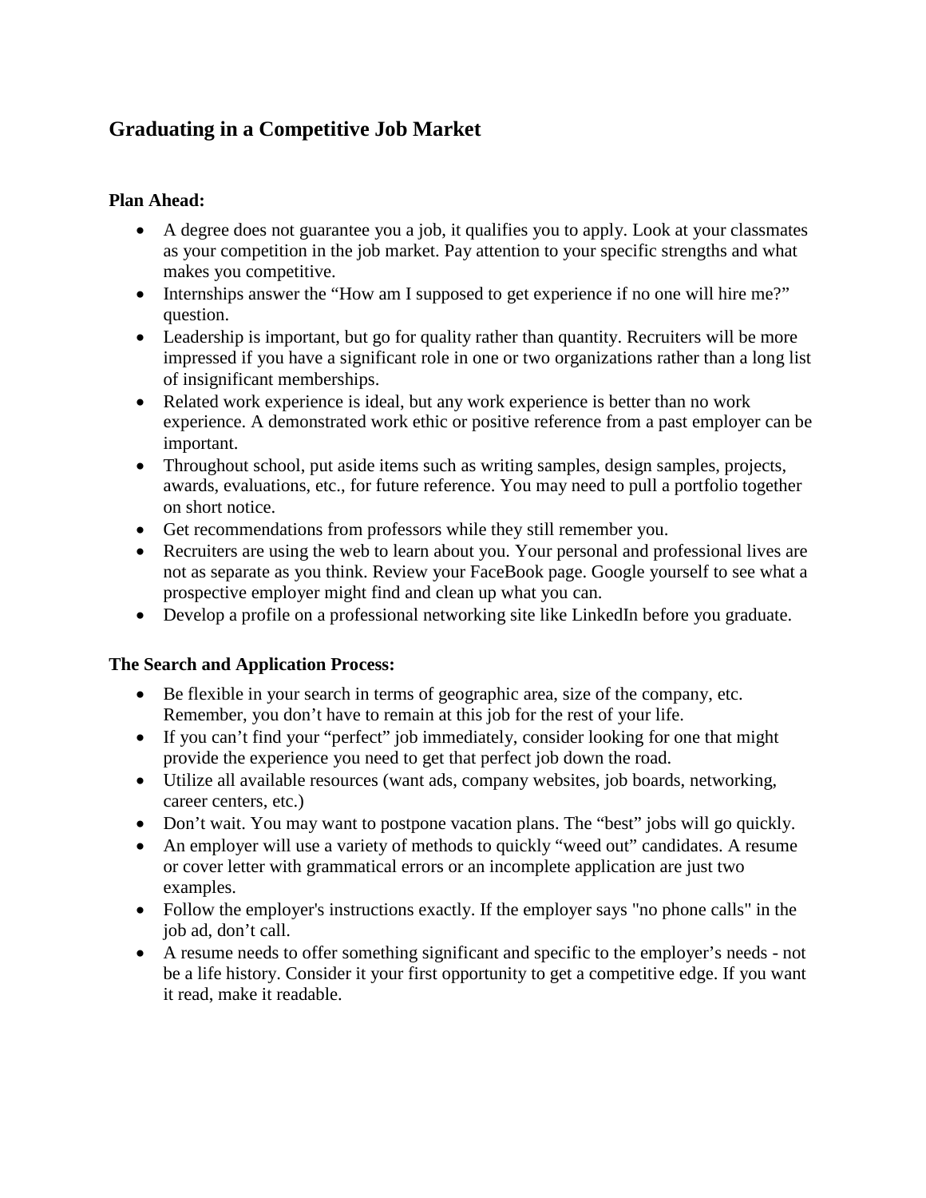# Graduating in a Competitive Job Market

**Plan Ahead:**

- A degree does not guarantee you a job, it qualifies you to apply. Look at your classmates as your competition in the job market. Pay attention to your specific strengths and what makes you competitive.
- Internships answer the "How am I supposed to get experience if no one will hire me?" question.
- Leadership is important, but go for quality rather than quantity. Recruiters will be more impressed if you have a significant role in one or two organizations rather than a long list of insignificant memberships.
- Related work experience is ideal, but any work experience is better than no work experience. A demonstrated work ethic or positive reference from a past employer can be important.
- Throughout school, put aside items such as writing samples, design samples, projects, awards, evaluations, etc., for future reference. You may need to pull a portfolio together on short notice.
- Get recommendations from professors while they still remember you.
- Recruiters are using the web to learn about you. Your personal and professional lives are not as separate as you think. Review your FaceBook page. Google yourself to see what a prospective employer might find and clean up what you can.
- Develop a profile on a professional networking site like LinkedIn before you graduate.

**The Search and Application Process:**

- Be flexible in your search in terms of geographic area, size of the company, etc. Remember, you don't have to remain at this job for the rest of your life.
- If you can't find your "perfect" job immediately, consider looking for one that might provide the experience you need to get that perfect job down the road.
- Utilize all available resources (want ads, company websites, job boards, networking, career centers, etc.)
- Don't wait. You may want to postpone vacation plans. The "best" jobs will go quickly.
- An employer will use a variety of methods to quickly "weed out" candidates. A resume or cover letter with grammatical errors or an incomplete application are just two examples.
- Follow the employer's instructions exactly. If the employer says "no phone calls" in the job ad, don't call.
- A resume needs to offer something significant and specific to the employer's needs - not be a life history. Consider it your first opportunity to get a competitive edge. If you want it read, make it readable.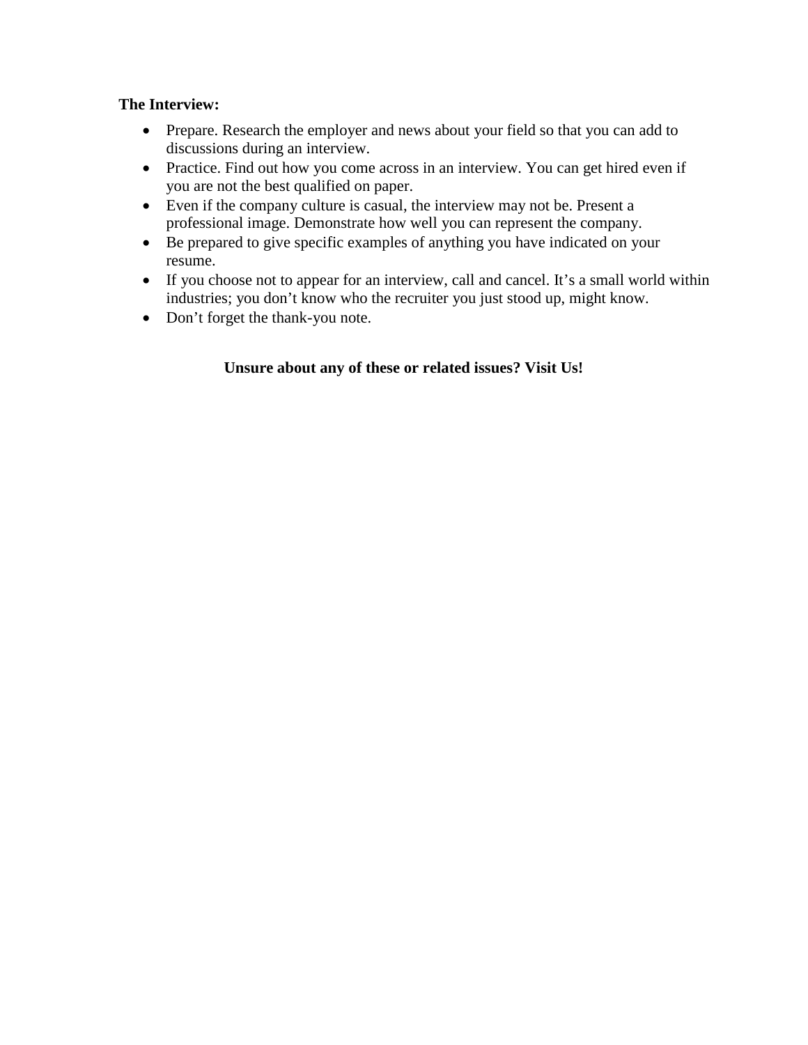**The Interview:**

- Prepare. Research the employer and news about your field so that you can add to discussions during an interview.
- Practice. Find out how you come across in an interview. You can get hired even if you are not the best qualified on paper.
- Even if the company culture is casual, the interview may not be. Present a professional image. Demonstrate how well you can represent the company.
- Be prepared to give specific examples of anything you have indicated on your resume.
- If you choose not to appear for an interview, call and cancel. It's a small world within industries; you don't know who the recruiter you just stood up, might know.
- Don't forget the thank-you note.

**Unsure about any of these or related issues? Visit Us!**